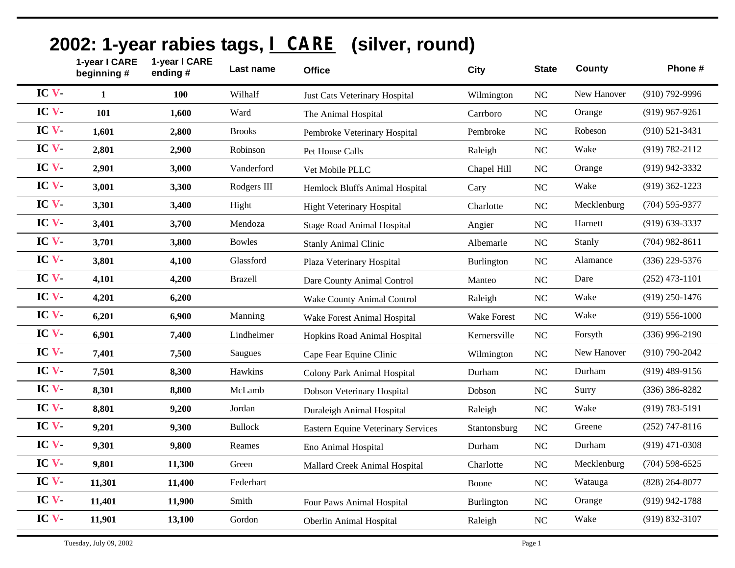# 2002: 1-year rabies tags, I CARE (silver, round)

| | 1-year I CARE beginning # | 1-year I CARE ending # | Last name | Office | City | State | County | Phone # |
|---|---|---|---|---|---|---|---|---|
| IC V- | 1 | 100 | Wilhalf | Just Cats Veterinary Hospital | Wilmington | NC | New Hanover | (910) 792-9996 |
| IC V- | 101 | 1,600 | Ward | The Animal Hospital | Carrboro | NC | Orange | (919) 967-9261 |
| IC V- | 1,601 | 2,800 | Brooks | Pembroke Veterinary Hospital | Pembroke | NC | Robeson | (910) 521-3431 |
| IC V- | 2,801 | 2,900 | Robinson | Pet House Calls | Raleigh | NC | Wake | (919) 782-2112 |
| IC V- | 2,901 | 3,000 | Vanderford | Vet Mobile PLLC | Chapel Hill | NC | Orange | (919) 942-3332 |
| IC V- | 3,001 | 3,300 | Rodgers III | Hemlock Bluffs Animal Hospital | Cary | NC | Wake | (919) 362-1223 |
| IC V- | 3,301 | 3,400 | Hight | Hight Veterinary Hospital | Charlotte | NC | Mecklenburg | (704) 595-9377 |
| IC V- | 3,401 | 3,700 | Mendoza | Stage Road Animal Hospital | Angier | NC | Harnett | (919) 639-3337 |
| IC V- | 3,701 | 3,800 | Bowles | Stanly Animal Clinic | Albemarle | NC | Stanly | (704) 982-8611 |
| IC V- | 3,801 | 4,100 | Glassford | Plaza Veterinary Hospital | Burlington | NC | Alamance | (336) 229-5376 |
| IC V- | 4,101 | 4,200 | Brazell | Dare County Animal Control | Manteo | NC | Dare | (252) 473-1101 |
| IC V- | 4,201 | 6,200 | | Wake County Animal Control | Raleigh | NC | Wake | (919) 250-1476 |
| IC V- | 6,201 | 6,900 | Manning | Wake Forest Animal Hospital | Wake Forest | NC | Wake | (919) 556-1000 |
| IC V- | 6,901 | 7,400 | Lindheimer | Hopkins Road Animal Hospital | Kernersville | NC | Forsyth | (336) 996-2190 |
| IC V- | 7,401 | 7,500 | Saugues | Cape Fear Equine Clinic | Wilmington | NC | New Hanover | (910) 790-2042 |
| IC V- | 7,501 | 8,300 | Hawkins | Colony Park Animal Hospital | Durham | NC | Durham | (919) 489-9156 |
| IC V- | 8,301 | 8,800 | McLamb | Dobson Veterinary Hospital | Dobson | NC | Surry | (336) 386-8282 |
| IC V- | 8,801 | 9,200 | Jordan | Duraleigh Animal Hospital | Raleigh | NC | Wake | (919) 783-5191 |
| IC V- | 9,201 | 9,300 | Bullock | Eastern Equine Veterinary Services | Stantonsburg | NC | Greene | (252) 747-8116 |
| IC V- | 9,301 | 9,800 | Reames | Eno Animal Hospital | Durham | NC | Durham | (919) 471-0308 |
| IC V- | 9,801 | 11,300 | Green | Mallard Creek Animal Hospital | Charlotte | NC | Mecklenburg | (704) 598-6525 |
| IC V- | 11,301 | 11,400 | Federhart | | Boone | NC | Watauga | (828) 264-8077 |
| IC V- | 11,401 | 11,900 | Smith | Four Paws Animal Hospital | Burlington | NC | Orange | (919) 942-1788 |
| IC V- | 11,901 | 13,100 | Gordon | Oberlin Animal Hospital | Raleigh | NC | Wake | (919) 832-3107 |

Tuesday, July 09, 2002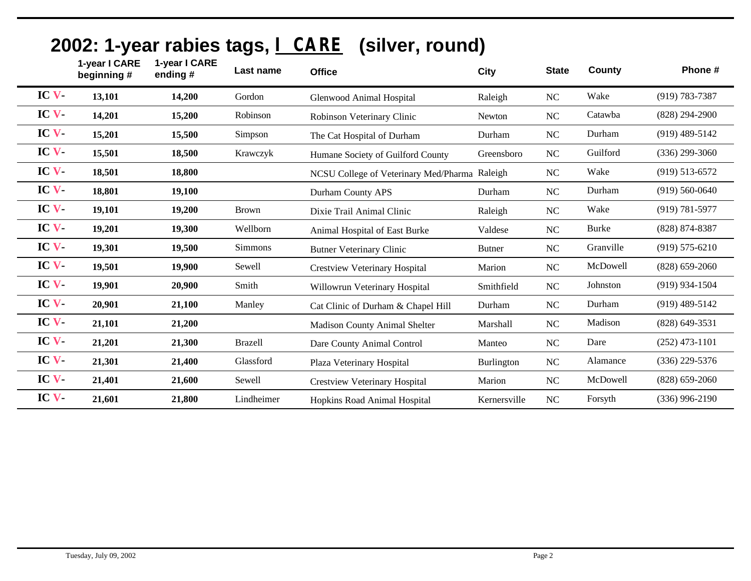# 2002: 1-year rabies tags, I CARE (silver, round)

| | 1-year I CARE beginning # | 1-year I CARE ending # | Last name | Office | City | State | County | Phone # |
|---|---|---|---|---|---|---|---|---|
| IC V- | **13,101** | **14,200** | Gordon | Glenwood Animal Hospital | Raleigh | NC | Wake | (919) 783-7387 |
| IC V- | **14,201** | **15,200** | Robinson | Robinson Veterinary Clinic | Newton | NC | Catawba | (828) 294-2900 |
| IC V- | **15,201** | **15,500** | Simpson | The Cat Hospital of Durham | Durham | NC | Durham | (919) 489-5142 |
| IC V- | **15,501** | **18,500** | Krawczyk | Humane Society of Guilford County | Greensboro | NC | Guilford | (336) 299-3060 |
| IC V- | **18,501** | **18,800** | | NCSU College of Veterinary Med/Pharma | Raleigh | NC | Wake | (919) 513-6572 |
| IC V- | **18,801** | **19,100** | | Durham County APS | Durham | NC | Durham | (919) 560-0640 |
| IC V- | **19,101** | **19,200** | Brown | Dixie Trail Animal Clinic | Raleigh | NC | Wake | (919) 781-5977 |
| IC V- | **19,201** | **19,300** | Wellborn | Animal Hospital of East Burke | Valdese | NC | Burke | (828) 874-8387 |
| IC V- | **19,301** | **19,500** | Simmons | Butner Veterinary Clinic | Butner | NC | Granville | (919) 575-6210 |
| IC V- | **19,501** | **19,900** | Sewell | Crestview Veterinary Hospital | Marion | NC | McDowell | (828) 659-2060 |
| IC V- | **19,901** | **20,900** | Smith | Willowrun Veterinary Hospital | Smithfield | NC | Johnston | (919) 934-1504 |
| IC V- | **20,901** | **21,100** | Manley | Cat Clinic of Durham & Chapel Hill | Durham | NC | Durham | (919) 489-5142 |
| IC V- | **21,101** | **21,200** | | Madison County Animal Shelter | Marshall | NC | Madison | (828) 649-3531 |
| IC V- | **21,201** | **21,300** | Brazell | Dare County Animal Control | Manteo | NC | Dare | (252) 473-1101 |
| IC V- | **21,301** | **21,400** | Glassford | Plaza Veterinary Hospital | Burlington | NC | Alamance | (336) 229-5376 |
| IC V- | **21,401** | **21,600** | Sewell | Crestview Veterinary Hospital | Marion | NC | McDowell | (828) 659-2060 |
| IC V- | **21,601** | **21,800** | Lindheimer | Hopkins Road Animal Hospital | Kernersville | NC | Forsyth | (336) 996-2190 |

Tuesday, July 09, 2002